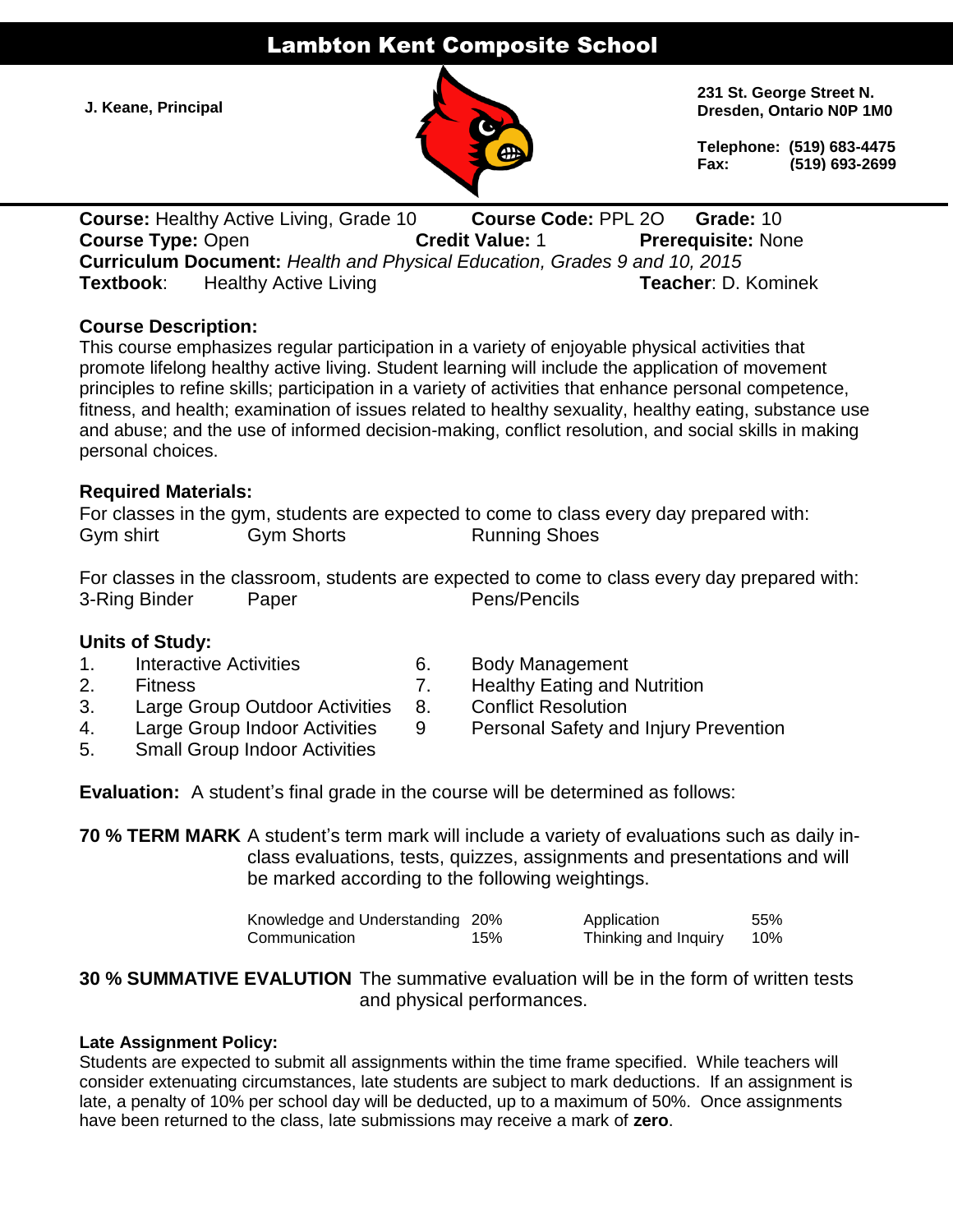# Lambton Kent Composite School

**J. Keane, Principal**

**231 St. George Street N.**
**Dresden, Ontario N0P 1M0**

**Telephone: (519) 683-4475**
**Fax: (519) 693-2699**

**Course:** Healthy Active Living, Grade 10 **Course Code:** PPL 2O **Grade:** 10
**Course Type:** Open **Credit Value:** 1 **Prerequisite:** None
**Curriculum Document:** *Health and Physical Education, Grades 9 and 10, 2015*
**Textbook**: Healthy Active Living **Teacher**: D. Kominek

**Course Description:**
This course emphasizes regular participation in a variety of enjoyable physical activities that promote lifelong healthy active living. Student learning will include the application of movement principles to refine skills; participation in a variety of activities that enhance personal competence, fitness, and health; examination of issues related to healthy sexuality, healthy eating, substance use and abuse; and the use of informed decision-making, conflict resolution, and social skills in making personal choices.

**Required Materials:**
For classes in the gym, students are expected to come to class every day prepared with:
Gym shirt Gym Shorts Running Shoes

For classes in the classroom, students are expected to come to class every day prepared with:
3-Ring Binder Paper Pens/Pencils

**Units of Study:**
1. Interactive Activities
2. Fitness
3. Large Group Outdoor Activities
4. Large Group Indoor Activities
5. Small Group Indoor Activities
6. Body Management
7. Healthy Eating and Nutrition
8. Conflict Resolution
9. Personal Safety and Injury Prevention

**Evaluation:** A student's final grade in the course will be determined as follows:

**70 % TERM MARK** A student's term mark will include a variety of evaluations such as daily in-class evaluations, tests, quizzes, assignments and presentations and will be marked according to the following weightings.

| | | | |
|---|---|---|---|
| Knowledge and Understanding | 20% | Application | 55% |
| Communication | 15% | Thinking and Inquiry | 10% |

**30 % SUMMATIVE EVALUTION** The summative evaluation will be in the form of written tests and physical performances.

**Late Assignment Policy:**
Students are expected to submit all assignments within the time frame specified. While teachers will consider extenuating circumstances, late students are subject to mark deductions. If an assignment is late, a penalty of 10% per school day will be deducted, up to a maximum of 50%. Once assignments have been returned to the class, late submissions may receive a mark of **zero**.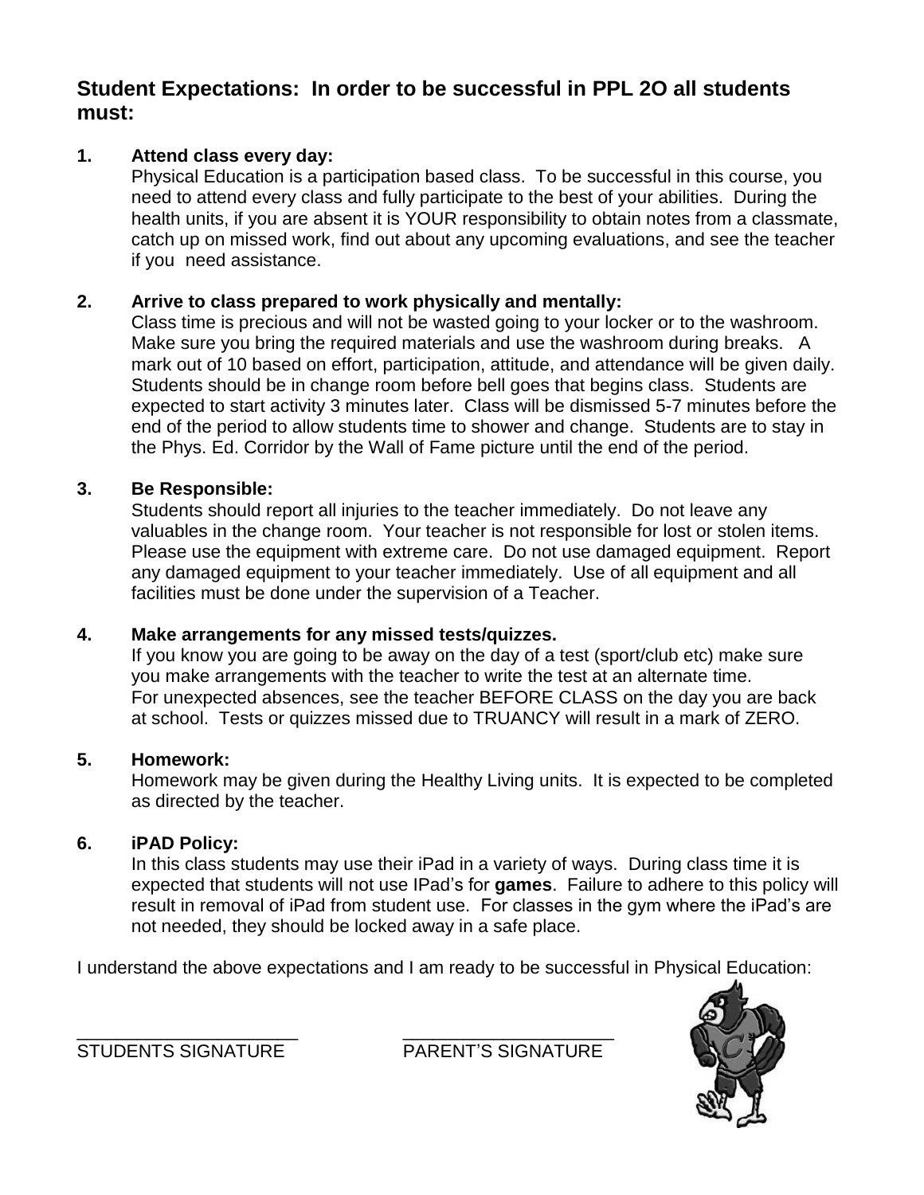## Student Expectations: In order to be successful in PPL 2O all students must:

1. **Attend class every day:**
   Physical Education is a participation based class. To be successful in this course, you need to attend every class and fully participate to the best of your abilities. During the health units, if you are absent it is YOUR responsibility to obtain notes from a classmate, catch up on missed work, find out about any upcoming evaluations, and see the teacher if you need assistance.

2. **Arrive to class prepared to work physically and mentally:**
   Class time is precious and will not be wasted going to your locker or to the washroom. Make sure you bring the required materials and use the washroom during breaks. A mark out of 10 based on effort, participation, attitude, and attendance will be given daily. Students should be in change room before bell goes that begins class. Students are expected to start activity 3 minutes later. Class will be dismissed 5-7 minutes before the end of the period to allow students time to shower and change. Students are to stay in the Phys. Ed. Corridor by the Wall of Fame picture until the end of the period.

3. **Be Responsible:**
   Students should report all injuries to the teacher immediately. Do not leave any valuables in the change room. Your teacher is not responsible for lost or stolen items. Please use the equipment with extreme care. Do not use damaged equipment. Report any damaged equipment to your teacher immediately. Use of all equipment and all facilities must be done under the supervision of a Teacher.

4. **Make arrangements for any missed tests/quizzes.**
   If you know you are going to be away on the day of a test (sport/club etc) make sure you make arrangements with the teacher to write the test at an alternate time. For unexpected absences, see the teacher BEFORE CLASS on the day you are back at school. Tests or quizzes missed due to TRUANCY will result in a mark of ZERO.

5. **Homework:**
   Homework may be given during the Healthy Living units. It is expected to be completed as directed by the teacher.

6. **iPAD Policy:**
   In this class students may use their iPad in a variety of ways. During class time it is expected that students will not use IPad's for **games**. Failure to adhere to this policy will result in removal of iPad from student use. For classes in the gym where the iPad's are not needed, they should be locked away in a safe place.

I understand the above expectations and I am ready to be successful in Physical Education:

______________________ ______________________

STUDENTS SIGNATURE PARENT'S SIGNATURE